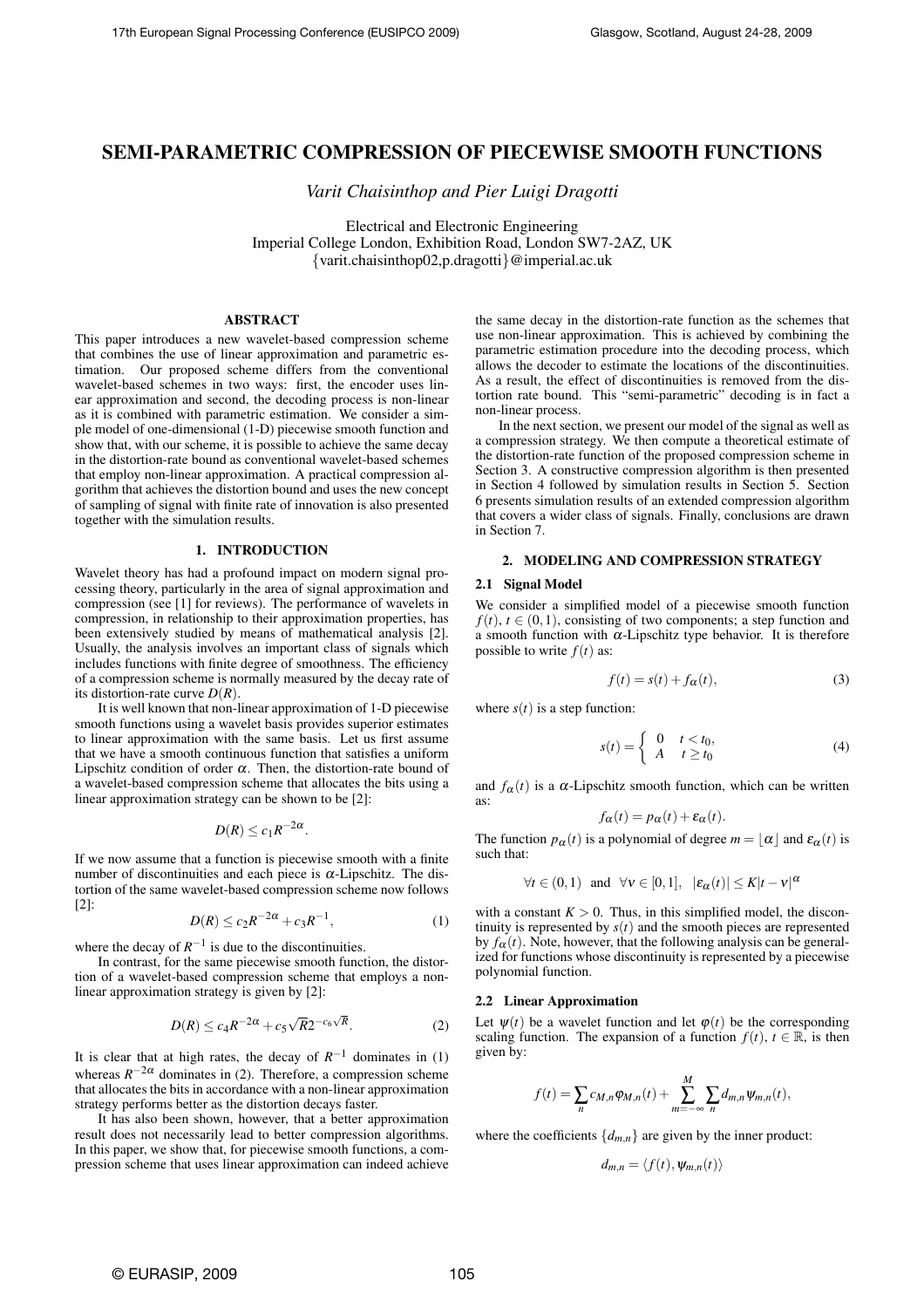# SEMI-PARAMETRIC COMPRESSION OF PIECEWISE SMOOTH FUNCTIONS

*Varit Chaisinthop and Pier Luigi Dragotti*

Electrical and Electronic Engineering
Imperial College London, Exhibition Road, London SW7-2AZ, UK
{varit.chaisinthop02,p.dragotti}@imperial.ac.uk

## ABSTRACT

This paper introduces a new wavelet-based compression scheme that combines the use of linear approximation and parametric estimation. Our proposed scheme differs from the conventional wavelet-based schemes in two ways: first, the encoder uses linear approximation and second, the decoding process is non-linear as it is combined with parametric estimation. We consider a simple model of one-dimensional (1-D) piecewise smooth function and show that, with our scheme, it is possible to achieve the same decay in the distortion-rate bound as conventional wavelet-based schemes that employ non-linear approximation. A practical compression algorithm that achieves the distortion bound and uses the new concept of sampling of signal with finite rate of innovation is also presented together with the simulation results.

## 1. INTRODUCTION

Wavelet theory has had a profound impact on modern signal processing theory, particularly in the area of signal approximation and compression (see [1] for reviews). The performance of wavelets in compression, in relationship to their approximation properties, has been extensively studied by means of mathematical analysis [2]. Usually, the analysis involves an important class of signals which includes functions with finite degree of smoothness. The efficiency of a compression scheme is normally measured by the decay rate of its distortion-rate curve $D(R)$.

It is well known that non-linear approximation of 1-D piecewise smooth functions using a wavelet basis provides superior estimates to linear approximation with the same basis. Let us first assume that we have a smooth continuous function that satisfies a uniform Lipschitz condition of order $\alpha$. Then, the distortion-rate bound of a wavelet-based compression scheme that allocates the bits using a linear approximation strategy can be shown to be [2]:

$$D(R) \leq c_1 R^{-2\alpha}.$$

If we now assume that a function is piecewise smooth with a finite number of discontinuities and each piece is $\alpha$-Lipschitz. The distortion of the same wavelet-based compression scheme now follows [2]:

$$D(R) \leq c_2 R^{-2\alpha} + c_3 R^{-1}, \tag{1}$$

where the decay of $R^{-1}$ is due to the discontinuities.

In contrast, for the same piecewise smooth function, the distortion of a wavelet-based compression scheme that employs a non-linear approximation strategy is given by [2]:

$$D(R) \leq c_4 R^{-2\alpha} + c_5 \sqrt{R} 2^{-c_6\sqrt{R}}. \tag{2}$$

It is clear that at high rates, the decay of $R^{-1}$ dominates in (1) whereas $R^{-2\alpha}$ dominates in (2). Therefore, a compression scheme that allocates the bits in accordance with a non-linear approximation strategy performs better as the distortion decays faster.

It has also been shown, however, that a better approximation result does not necessarily lead to better compression algorithms. In this paper, we show that, for piecewise smooth functions, a compression scheme that uses linear approximation can indeed achieve the same decay in the distortion-rate function as the schemes that use non-linear approximation. This is achieved by combining the parametric estimation procedure into the decoding process, which allows the decoder to estimate the locations of the discontinuities. As a result, the effect of discontinuities is removed from the distortion rate bound. This "semi-parametric" decoding is in fact a non-linear process.

In the next section, we present our model of the signal as well as a compression strategy. We then compute a theoretical estimate of the distortion-rate function of the proposed compression scheme in Section 3. A constructive compression algorithm is then presented in Section 4 followed by simulation results in Section 5. Section 6 presents simulation results of an extended compression algorithm that covers a wider class of signals. Finally, conclusions are drawn in Section 7.

## 2. MODELING AND COMPRESSION STRATEGY

### 2.1 Signal Model

We consider a simplified model of a piecewise smooth function $f(t)$, $t \in (0,1)$, consisting of two components; a step function and a smooth function with $\alpha$-Lipschitz type behavior. It is therefore possible to write $f(t)$ as:

$$f(t) = s(t) + f_\alpha(t), \tag{3}$$

where $s(t)$ is a step function:

$$s(t) = \begin{cases} 0 & t < t_0, \\ A & t \geq t_0 \end{cases} \tag{4}$$

and $f_\alpha(t)$ is a $\alpha$-Lipschitz smooth function, which can be written as:

$$f_\alpha(t) = p_\alpha(t) + \varepsilon_\alpha(t).$$

The function $p_\alpha(t)$ is a polynomial of degree $m = \lfloor \alpha \rfloor$ and $\varepsilon_\alpha(t)$ is such that:

$$\forall t \in (0,1) \quad \text{and} \quad \forall \nu \in [0,1], \quad |\varepsilon_\alpha(t)| \leq K|t-\nu|^\alpha$$

with a constant $K > 0$. Thus, in this simplified model, the discontinuity is represented by $s(t)$ and the smooth pieces are represented by $f_\alpha(t)$. Note, however, that the following analysis can be generalized for functions whose discontinuity is represented by a piecewise polynomial function.

### 2.2 Linear Approximation

Let $\psi(t)$ be a wavelet function and let $\varphi(t)$ be the corresponding scaling function. The expansion of a function $f(t)$, $t \in \mathbb{R}$, is then given by:

$$f(t) = \sum_n c_{M,n}\varphi_{M,n}(t) + \sum_{m=-\infty}^{M}\sum_n d_{m,n}\psi_{m,n}(t),$$

where the coefficients $\{d_{m,n}\}$ are given by the inner product:

$$d_{m,n} = \langle f(t), \psi_{m,n}(t) \rangle$$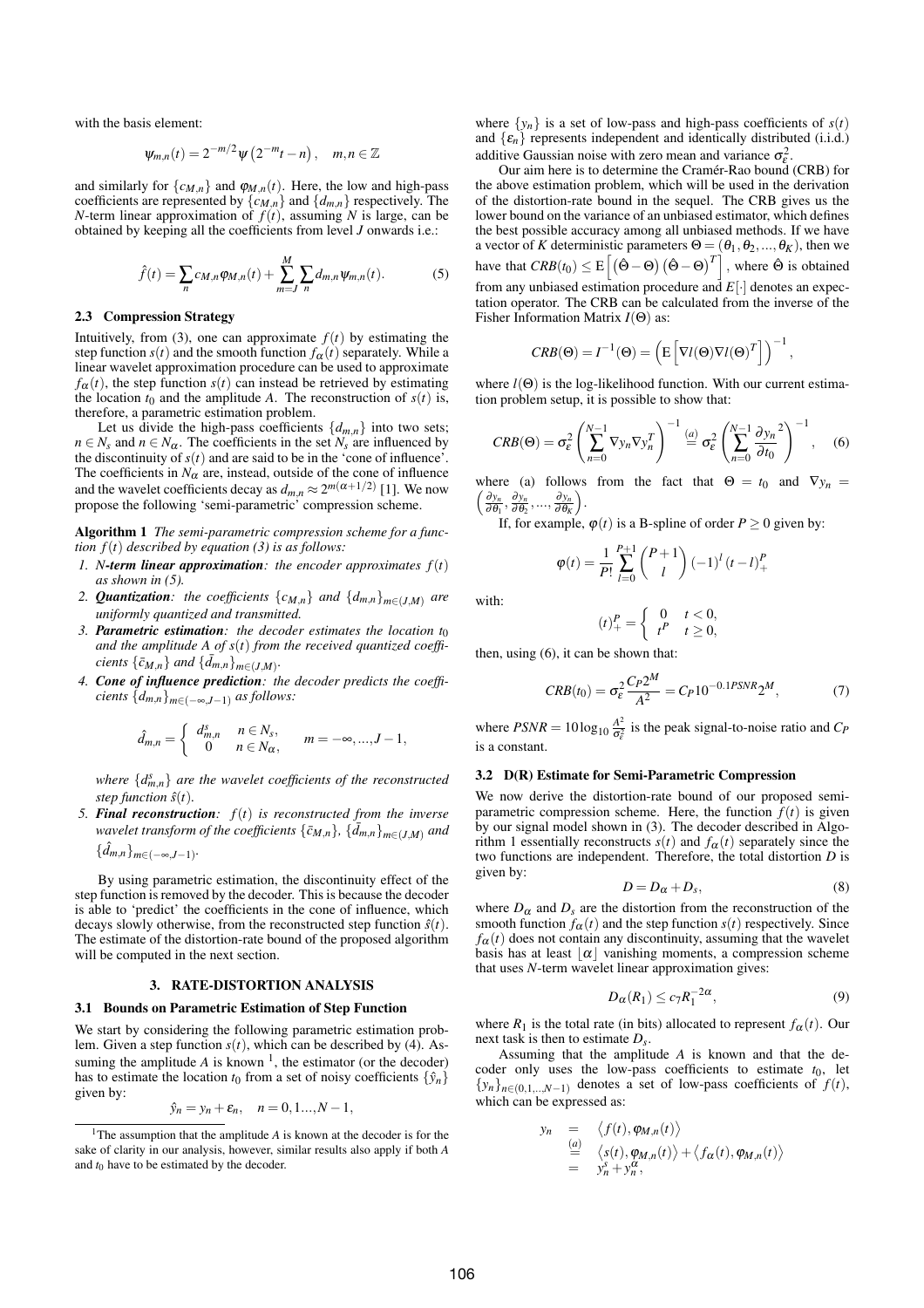with the basis element:

$$\psi_{m,n}(t) = 2^{-m/2}\psi\left(2^{-m}t - n\right), \quad m,n \in \mathbb{Z}$$

and similarly for $\{c_{M,n}\}$ and $\varphi_{M,n}(t)$. Here, the low and high-pass coefficients are represented by $\{c_{M,n}\}$ and $\{d_{m,n}\}$ respectively. The $N$-term linear approximation of $f(t)$, assuming $N$ is large, can be obtained by keeping all the coefficients from level $J$ onwards i.e.:

$$\hat{f}(t) = \sum_n c_{M,n}\varphi_{M,n}(t) + \sum_{m=J}^{M}\sum_n d_{m,n}\psi_{m,n}(t). \tag{5}$$

### 2.3 Compression Strategy

Intuitively, from (3), one can approximate $f(t)$ by estimating the step function $s(t)$ and the smooth function $f_\alpha(t)$ separately. While a linear wavelet approximation procedure can be used to approximate $f_\alpha(t)$, the step function $s(t)$ can instead be retrieved by estimating the location $t_0$ and the amplitude $A$. The reconstruction of $s(t)$ is, therefore, a parametric estimation problem.

Let us divide the high-pass coefficients $\{d_{m,n}\}$ into two sets; $n \in N_s$ and $n \in N_\alpha$. The coefficients in the set $N_s$ are influenced by the discontinuity of $s(t)$ and are said to be in the 'cone of influence'. The coefficients in $N_\alpha$ are, instead, outside of the cone of influence and the wavelet coefficients decay as $d_{m,n} \approx 2^{m(\alpha+1/2)}$ [1]. We now propose the following 'semi-parametric' compression scheme.

**Algorithm 1** *The semi-parametric compression scheme for a function $f(t)$ described by equation (3) is as follows:*

1. ***N-term linear approximation****: the encoder approximates $f(t)$ as shown in (5).*
2. ***Quantization****: the coefficients $\{c_{M,n}\}$ and $\{d_{m,n}\}_{m\in(J,M)}$ are uniformly quantized and transmitted.*
3. ***Parametric estimation****: the decoder estimates the location $t_0$ and the amplitude $A$ of $s(t)$ from the received quantized coefficients $\{\bar{c}_{M,n}\}$ and $\{\bar{d}_{m,n}\}_{m\in(J,M)}$.*
4. ***Cone of influence prediction****: the decoder predicts the coefficients $\{d_{m,n}\}_{m\in(-\infty,J-1)}$ as follows:*

$$\hat{d}_{m,n} = \begin{cases} d^s_{m,n} & n \in N_s, \\ 0 & n \in N_\alpha, \end{cases} \quad m = -\infty, ..., J-1,$$

*where $\{d^s_{m,n}\}$ are the wavelet coefficients of the reconstructed step function $\hat{s}(t)$.*

5. ***Final reconstruction****: $f(t)$ is reconstructed from the inverse wavelet transform of the coefficients $\{\bar{c}_{M,n}\}$, $\{\bar{d}_{m,n}\}_{m\in(J,M)}$ and $\{\hat{d}_{m,n}\}_{m\in(-\infty,J-1)}$.*

By using parametric estimation, the discontinuity effect of the step function is removed by the decoder. This is because the decoder is able to 'predict' the coefficients in the cone of influence, which decays slowly otherwise, from the reconstructed step function $\hat{s}(t)$. The estimate of the distortion-rate bound of the proposed algorithm will be computed in the next section.

## 3. RATE-DISTORTION ANALYSIS

### 3.1 Bounds on Parametric Estimation of Step Function

We start by considering the following parametric estimation problem. Given a step function $s(t)$, which can be described by (4). Assuming the amplitude $A$ is known [1], the estimator (or the decoder) has to estimate the location $t_0$ from a set of noisy coefficients $\{\hat{y}_n\}$ given by:

$$\hat{y}_n = y_n + \varepsilon_n, \quad n = 0, 1..., N-1,$$

where $\{y_n\}$ is a set of low-pass and high-pass coefficients of $s(t)$ and $\{\varepsilon_n\}$ represents independent and identically distributed (i.i.d.) additive Gaussian noise with zero mean and variance $\sigma_\varepsilon^2$.

Our aim here is to determine the Cramér-Rao bound (CRB) for the above estimation problem, which will be used in the derivation of the distortion-rate bound in the sequel. The CRB gives us the lower bound on the variance of an unbiased estimator, which defines the best possible accuracy among all unbiased methods. If we have a vector of $K$ deterministic parameters $\Theta = (\theta_1, \theta_2, ..., \theta_K)$, then we have that $CRB(t_0) \leq \mathrm{E}\left[\left(\hat{\Theta} - \Theta\right)\left(\hat{\Theta} - \Theta\right)^T\right]$, where $\hat{\Theta}$ is obtained from any unbiased estimation procedure and $E[\cdot]$ denotes an expectation operator. The CRB can be calculated from the inverse of the Fisher Information Matrix $I(\Theta)$ as:

$$CRB(\Theta) = I^{-1}(\Theta) = \left(\mathrm{E}\left[\nabla l(\Theta)\nabla l(\Theta)^T\right]\right)^{-1},$$

where $l(\Theta)$ is the log-likelihood function. With our current estimation problem setup, it is possible to show that:

$$CRB(\Theta) = \sigma_\varepsilon^2\left(\sum_{n=0}^{N-1}\nabla y_n \nabla y_n^T\right)^{-1} \stackrel{(a)}{=} \sigma_\varepsilon^2\left(\sum_{n=0}^{N-1}\frac{\partial y_n}{\partial t_0}^2\right)^{-1}, \tag{6}$$

where (a) follows from the fact that $\Theta = t_0$ and $\nabla y_n = \left(\frac{\partial y_n}{\partial \theta_1}, \frac{\partial y_n}{\partial \theta_2}, ..., \frac{\partial y_n}{\partial \theta_K}\right)$.

If, for example, $\varphi(t)$ is a B-spline of order $P \geq 0$ given by:

$$\varphi(t) = \frac{1}{P!}\sum_{l=0}^{P+1}\binom{P+1}{l}(-1)^l(t-l)_+^P$$

with:

$$(t)_+^P = \begin{cases} 0 & t < 0, \\ t^P & t \geq 0, \end{cases}$$

then, using (6), it can be shown that:

$$CRB(t_0) = \sigma_\varepsilon^2\frac{C_P 2^M}{A^2} = C_P 10^{-0.1PSNR}2^M, \tag{7}$$

where $PSNR = 10\log_{10}\frac{A^2}{\sigma_\varepsilon^2}$ is the peak signal-to-noise ratio and $C_P$ is a constant.

### 3.2 D(R) Estimate for Semi-Parametric Compression

We now derive the distortion-rate bound of our proposed semi-parametric compression scheme. Here, the function $f(t)$ is given by our signal model shown in (3). The decoder described in Algorithm 1 essentially reconstructs $s(t)$ and $f_\alpha(t)$ separately since the two functions are independent. Therefore, the total distortion $D$ is given by:

$$D = D_\alpha + D_s, \tag{8}$$

where $D_\alpha$ and $D_s$ are the distortion from the reconstruction of the smooth function $f_\alpha(t)$ and the step function $s(t)$ respectively. Since $f_\alpha(t)$ does not contain any discontinuity, assuming that the wavelet basis has at least $\lfloor\alpha\rfloor$ vanishing moments, a compression scheme that uses $N$-term wavelet linear approximation gives:

$$D_\alpha(R_1) \leq c_7 R_1^{-2\alpha}, \tag{9}$$

where $R_1$ is the total rate (in bits) allocated to represent $f_\alpha(t)$. Our next task is then to estimate $D_s$.

Assuming that the amplitude $A$ is known and that the decoder only uses the low-pass coefficients to estimate $t_0$, let $\{y_n\}_{n\in(0,1,...,N-1)}$ denotes a set of low-pass coefficients of $f(t)$, which can be expressed as:

$$\begin{aligned} y_n &= \left\langle f(t), \varphi_{M,n}(t)\right\rangle \\ &\stackrel{(a)}{=} \left\langle s(t), \varphi_{M,n}(t)\right\rangle + \left\langle f_\alpha(t), \varphi_{M,n}(t)\right\rangle \\ &= y_n^s + y_n^\alpha, \end{aligned}$$

[1] The assumption that the amplitude $A$ is known at the decoder is for the sake of clarity in our analysis, however, similar results also apply if both $A$ and $t_0$ have to be estimated by the decoder.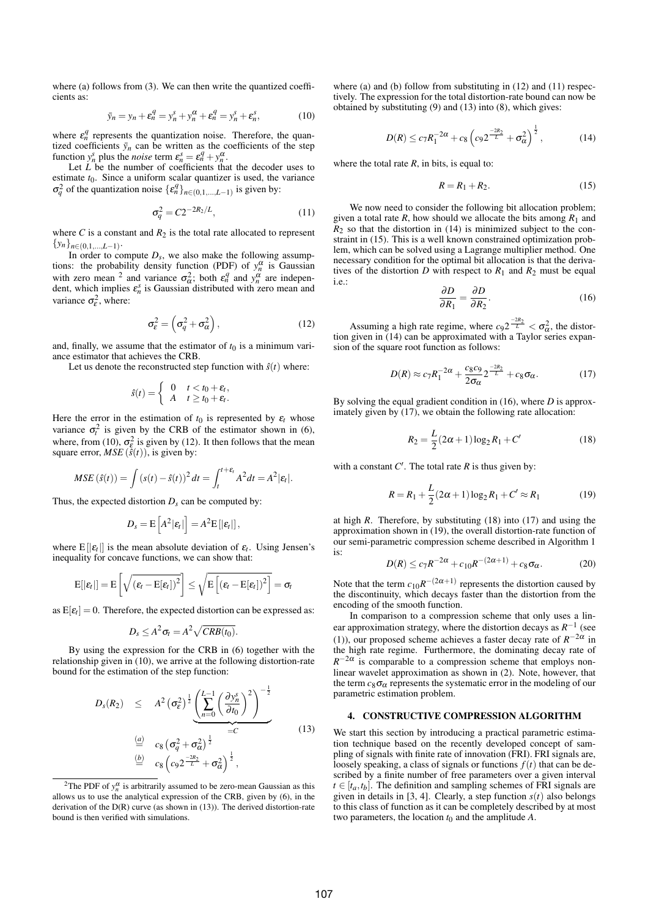where (a) follows from (3). We can then write the quantized coefficients as:

$$\bar{y}_n = y_n + \varepsilon_n^q = y_n^s + y_n^\alpha + \varepsilon_n^q = y_n^s + \varepsilon_n^s, \tag{10}$$

where $\varepsilon_n^q$ represents the quantization noise. Therefore, the quantized coefficients $\bar{y}_n$ can be written as the coefficients of the step function $y_n^s$ plus the *noise* term $\varepsilon_n^s = \varepsilon_n^q + y_n^\alpha$.

Let $L$ be the number of coefficients that the decoder uses to estimate $t_0$. Since a uniform scalar quantizer is used, the variance $\sigma_q^2$ of the quantization noise $\{\varepsilon_n^q\}_{n\in(0,1,\dots,L-1)}$ is given by:

$$\sigma_q^2 = C2^{-2R_2/L}, \tag{11}$$

where $C$ is a constant and $R_2$ is the total rate allocated to represent $\{y_n\}_{n\in(0,1,\dots,L-1)}$.

In order to compute $D_s$, we also make the following assumptions: the probability density function (PDF) of $y_n^\alpha$ is Gaussian with zero mean [2] and variance $\sigma_\alpha^2$; both $\varepsilon_n^q$ and $y_n^\alpha$ are independent, which implies $\varepsilon_n^s$ is Gaussian distributed with zero mean and variance $\sigma_\varepsilon^2$, where:

$$\sigma_\varepsilon^2 = \left(\sigma_q^2 + \sigma_\alpha^2\right), \tag{12}$$

and, finally, we assume that the estimator of $t_0$ is a minimum variance estimator that achieves the CRB.

Let us denote the reconstructed step function with $\hat{s}(t)$ where:

$$\hat{s}(t) = \begin{cases} 0 & t < t_0 + \varepsilon_t, \\ A & t \geq t_0 + \varepsilon_t. \end{cases}$$

Here the error in the estimation of $t_0$ is represented by $\varepsilon_t$ whose variance $\sigma_t^2$ is given by the CRB of the estimator shown in (6), where, from (10), $\sigma_\varepsilon^2$ is given by (12). It then follows that the mean square error, $MSE(\hat{s}(t))$, is given by:

$$MSE(\hat{s}(t)) = \int (s(t) - \hat{s}(t))^2 dt = \int_t^{t+\varepsilon_t} A^2 dt = A^2|\varepsilon_t|.$$

Thus, the expected distortion $D_s$ can be computed by:

$$D_s = \mathrm{E}\left[A^2|\varepsilon_t|\right] = A^2\mathrm{E}\left[|\varepsilon_t|\right],$$

where $\mathrm{E}[|\varepsilon_t|]$ is the mean absolute deviation of $\varepsilon_t$. Using Jensen's inequality for concave functions, we can show that:

$$\mathrm{E}[|\varepsilon_t|] = \mathrm{E}\left[\sqrt{(\varepsilon_t - \mathrm{E}[\varepsilon_t])^2}\right] \leq \sqrt{\mathrm{E}\left[(\varepsilon_t - \mathrm{E}[\varepsilon_t])^2\right]} = \sigma_t$$

as $\mathrm{E}[\varepsilon_t] = 0$. Therefore, the expected distortion can be expressed as:

$$D_s \leq A^2\sigma_t = A^2\sqrt{CRB(t_0)}.$$

By using the expression for the CRB in (6) together with the relationship given in (10), we arrive at the following distortion-rate bound for the estimation of the step function:

$$\begin{aligned} D_s(R_2) &\leq A^2\left(\sigma_\varepsilon^2\right)^{\frac{1}{2}} \underbrace{\left(\sum_{n=0}^{L-1}\left(\frac{\partial y_n^s}{\partial t_0}\right)^2\right)^{-\frac{1}{2}}}_{=C} \\ &\overset{(a)}{=} c_8\left(\sigma_q^2 + \sigma_\alpha^2\right)^{\frac{1}{2}} \\ &\overset{(b)}{=} c_8\left(c_9 2^{\frac{-2R_2}{L}} + \sigma_\alpha^2\right)^{\frac{1}{2}}, \end{aligned} \tag{13}$$

where (a) and (b) follow from substituting in (12) and (11) respectively. The expression for the total distortion-rate bound can now be obtained by substituting (9) and (13) into (8), which gives:

$$D(R) \leq c_7 R_1^{-2\alpha} + c_8\left(c_9 2^{\frac{-2R_2}{L}} + \sigma_\alpha^2\right)^{\frac{1}{2}}, \tag{14}$$

where the total rate $R$, in bits, is equal to:

$$R = R_1 + R_2. \tag{15}$$

We now need to consider the following bit allocation problem; given a total rate $R$, how should we allocate the bits among $R_1$ and $R_2$ so that the distortion in (14) is minimized subject to the constraint in (15). This is a well known constrained optimization problem, which can be solved using a Lagrange multiplier method. One necessary condition for the optimal bit allocation is that the derivatives of the distortion $D$ with respect to $R_1$ and $R_2$ must be equal i.e.:

$$\frac{\partial D}{\partial R_1} = \frac{\partial D}{\partial R_2}. \tag{16}$$

Assuming a high rate regime, where $c_9 2^{\frac{-2R_2}{L}} < \sigma_\alpha^2$, the distortion given in (14) can be approximated with a Taylor series expansion of the square root function as follows:

$$D(R) \approx c_7 R_1^{-2\alpha} + \frac{c_8 c_9}{2\sigma_\alpha} 2^{\frac{-2R_2}{L}} + c_8\sigma_\alpha. \tag{17}$$

By solving the equal gradient condition in (16), where $D$ is approximately given by (17), we obtain the following rate allocation:

$$R_2 = \frac{L}{2}(2\alpha + 1)\log_2 R_1 + C' \tag{18}$$

with a constant $C'$. The total rate $R$ is thus given by:

$$R = R_1 + \frac{L}{2}(2\alpha + 1)\log_2 R_1 + C' \approx R_1 \tag{19}$$

at high $R$. Therefore, by substituting (18) into (17) and using the approximation shown in (19), the overall distortion-rate function of our semi-parametric compression scheme described in Algorithm 1 is:

$$D(R) \leq c_7 R^{-2\alpha} + c_{10} R^{-(2\alpha+1)} + c_8\sigma_\alpha. \tag{20}$$

Note that the term $c_{10}R^{-(2\alpha+1)}$ represents the distortion caused by the discontinuity, which decays faster than the distortion from the encoding of the smooth function.

In comparison to a compression scheme that only uses a linear approximation strategy, where the distortion decays as $R^{-1}$ (see (1)), our proposed scheme achieves a faster decay rate of $R^{-2\alpha}$ in the high rate regime. Furthermore, the dominating decay rate of $R^{-2\alpha}$ is comparable to a compression scheme that employs nonlinear wavelet approximation as shown in (2). Note, however, that the term $c_8\sigma_\alpha$ represents the systematic error in the modeling of our parametric estimation problem.

## 4. CONSTRUCTIVE COMPRESSION ALGORITHM

We start this section by introducing a practical parametric estimation technique based on the recently developed concept of sampling of signals with finite rate of innovation (FRI). FRI signals are, loosely speaking, a class of signals or functions $f(t)$ that can be described by a finite number of free parameters over a given interval $t \in [t_a, t_b]$. The definition and sampling schemes of FRI signals are given in details in [3, 4]. Clearly, a step function $s(t)$ also belongs to this class of function as it can be completely described by at most two parameters, the location $t_0$ and the amplitude $A$.

[2] The PDF of $y_n^\alpha$ is arbitrarily assumed to be zero-mean Gaussian as this allows us to use the analytical expression of the CRB, given by (6), in the derivation of the D(R) curve (as shown in (13)). The derived distortion-rate bound is then verified with simulations.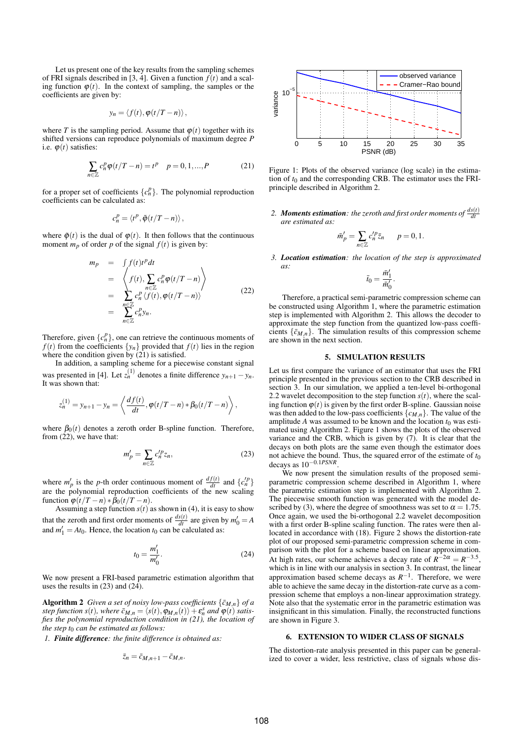Let us present one of the key results from the sampling schemes of FRI signals described in [3, 4]. Given a function $f(t)$ and a scaling function $\varphi(t)$. In the context of sampling, the samples or the coefficients are given by:

$$y_n = \langle f(t), \varphi(t/T - n) \rangle,$$

where $T$ is the sampling period. Assume that $\varphi(t)$ together with its shifted versions can reproduce polynomials of maximum degree $P$ i.e. $\varphi(t)$ satisfies:

$$\sum_{n \in \mathbb{Z}} c_n^p \varphi(t/T - n) = t^p \quad p = 0, 1, ..., P \tag{21}$$

for a proper set of coefficients $\{c_n^p\}$. The polynomial reproduction coefficients can be calculated as:

$$c_n^p = \langle t^p, \tilde{\varphi}(t/T - n) \rangle,$$

where $\tilde{\varphi}(t)$ is the dual of $\varphi(t)$. It then follows that the continuous moment $m_p$ of order $p$ of the signal $f(t)$ is given by:

$$\begin{aligned} m_p &= \int f(t) t^p dt \\ &= \left\langle f(t), \sum_{n \in \mathbb{Z}} c_n^p \varphi(t/T - n) \right\rangle \\ &= \sum_{n \in \mathbb{Z}} c_n^p \langle f(t), \varphi(t/T - n) \rangle \\ &= \sum_{n \in \mathbb{Z}} c_n^p y_n. \end{aligned} \tag{22}$$

Therefore, given $\{c_n^p\}$, one can retrieve the continuous moments of $f(t)$ from the coefficients $\{y_n\}$ provided that $f(t)$ lies in the region where the condition given by (21) is satisfied.

In addition, a sampling scheme for a piecewise constant signal was presented in [4]. Let $z_n^{(1)}$ denotes a finite difference $y_{n+1} - y_n$. It was shown that:

$$z_n^{(1)} = y_{n+1} - y_n = \left\langle \frac{df(t)}{dt}, \varphi(t/T - n) * \beta_0(t/T - n) \right\rangle,$$

where $\beta_0(t)$ denotes a zeroth order B-spline function. Therefore, from (22), we have that:

$$m'_p = \sum_{n \in \mathbb{Z}} c_n'^p z_n, \tag{23}$$

where $m'_p$ is the $p$-th order continuous moment of $\frac{df(t)}{dt}$ and $\{c_n'^p\}$ are the polynomial reproduction coefficients of the new scaling function $\varphi(t/T - n) * \beta_0(t/T - n)$.

Assuming a step function $s(t)$ as shown in (4), it is easy to show that the zeroth and first order moments of $\frac{ds(t)}{dt}$ are given by $m'_0 = A$ and $m'_1 = At_0$. Hence, the location $t_0$ can be calculated as:

$$t_0 = \frac{m'_1}{m'_0}. \tag{24}$$

We now present a FRI-based parametric estimation algorithm that uses the results in (23) and (24).

**Algorithm 2** *Given a set of noisy low-pass coefficients $\{\bar{c}_{M,n}\}$ of a step function $s(t)$, where $\bar{c}_{M,n} = \langle s(t), \varphi_{M,n}(t) \rangle + \varepsilon_n^s$ and $\varphi(t)$ satisfies the polynomial reproduction condition in (21), the location of the step $t_0$ can be estimated as follows:*

1. ***Finite difference**: the finite difference is obtained as:*

$$\bar{z}_n = \bar{c}_{M,n+1} - \bar{c}_{M,n}.$$

2. ***Moments estimation**: the zeroth and first order moments of $\frac{ds(t)}{dt}$ are estimated as:*

$$\bar{m}'_p = \sum_{n \in \mathbb{Z}} c_n'^p \bar{z}_n \qquad p = 0, 1.$$

3. ***Location estimation**: the location of the step is approximated as:*

$$\bar{t}_0 = \frac{\bar{m}'_1}{\bar{m}'_0}.$$

Therefore, a practical semi-parametric compression scheme can be constructed using Algorithm 1, where the parametric estimation step is implemented with Algorithm 2. This allows the decoder to approximate the step function from the quantized low-pass coefficients $\{\bar{c}_{M,n}\}$. The simulation results of this compression scheme are shown in the next section.

Figure 1: Plots of the observed variance (log scale) in the estimation of $t_0$ and the corresponding CRB. The estimator uses the FRI-principle described in Algorithm 2.

## 5. SIMULATION RESULTS

Let us first compare the variance of an estimator that uses the FRI principle presented in the previous section to the CRB described in section 3. In our simulation, we applied a ten-level bi-orthogonal 2.2 wavelet decomposition to the step function $s(t)$, where the scaling function $\varphi(t)$ is given by the first order B-spline. Gaussian noise was then added to the low-pass coefficients $\{c_{M,n}\}$. The value of the amplitude $A$ was assumed to be known and the location $t_0$ was estimated using Algorithm 2. Figure 1 shows the plots of the observed variance and the CRB, which is given by (7). It is clear that the decays on both plots are the same even though the estimator does not achieve the bound. Thus, the squared error of the estimate of $t_0$ decays as $10^{-0.1PSNR}$.

We now present the simulation results of the proposed semi-parametric compression scheme described in Algorithm 1, where the parametric estimation step is implemented with Algorithm 2. The piecewise smooth function was generated with the model described by (3), where the degree of smoothness was set to $\alpha = 1.75$. Once again, we used the bi-orthogonal 2.2 wavelet decomposition with a first order B-spline scaling function. The rates were then allocated in accordance with (18). Figure 2 shows the distortion-rate plot of our proposed semi-parametric compression scheme in comparison with the plot for a scheme based on linear approximation. At high rates, our scheme achieves a decay rate of $R^{-2\alpha} = R^{-3.5}$, which is in line with our analysis in section 3. In contrast, the linear approximation based scheme decays as $R^{-1}$. Therefore, we were able to achieve the same decay in the distortion-rate curve as a compression scheme that employs a non-linear approximation strategy. Note also that the systematic error in the parametric estimation was insignificant in this simulation. Finally, the reconstructed functions are shown in Figure 3.

## 6. EXTENSION TO WIDER CLASS OF SIGNALS

The distortion-rate analysis presented in this paper can be generalized to cover a wider, less restrictive, class of signals whose dis-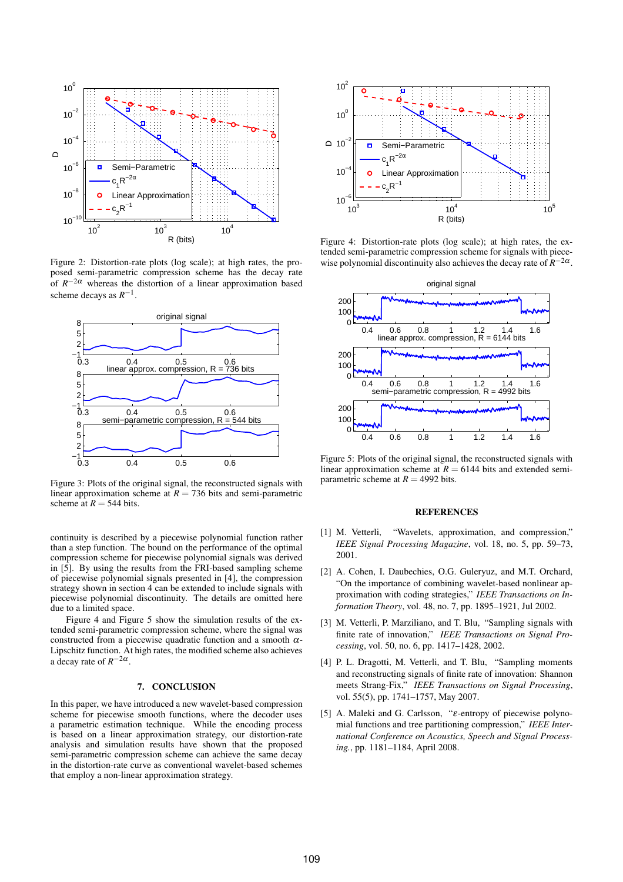10^0

10^-2

10^-4

10^-6

10^-8

10^-10

D

10^2 10^3 10^4

R (bits)

Semi−Parametric

c1R^−2α

Linear Approximation

c2R^−1

Figure 2: Distortion-rate plots (log scale); at high rates, the proposed semi-parametric compression scheme has the decay rate of $R^{-2\alpha}$ whereas the distortion of a linear approximation based scheme decays as $R^{-1}$.

original signal

8 5 2 −1

0.3 0.4 0.5 0.6

linear approx. compression, R = 736 bits

8 5 2 −1

0.3 0.4 0.5 0.6

semi−parametric compression, R = 544 bits

8 5 2 −1

0.3 0.4 0.5 0.6

Figure 3: Plots of the original signal, the reconstructed signals with linear approximation scheme at $R = 736$ bits and semi-parametric scheme at $R = 544$ bits.

continuity is described by a piecewise polynomial function rather than a step function. The bound on the performance of the optimal compression scheme for piecewise polynomial signals was derived in [5]. By using the results from the FRI-based sampling scheme of piecewise polynomial signals presented in [4], the compression strategy shown in section 4 can be extended to include signals with piecewise polynomial discontinuity. The details are omitted here due to a limited space.

Figure 4 and Figure 5 show the simulation results of the extended semi-parametric compression scheme, where the signal was constructed from a piecewise quadratic function and a smooth $\alpha$-Lipschitz function. At high rates, the modified scheme also achieves a decay rate of $R^{-2\alpha}$.

## 7. CONCLUSION

In this paper, we have introduced a new wavelet-based compression scheme for piecewise smooth functions, where the decoder uses a parametric estimation technique. While the encoding process is based on a linear approximation strategy, our distortion-rate analysis and simulation results have shown that the proposed semi-parametric compression scheme can achieve the same decay in the distortion-rate curve as conventional wavelet-based schemes that employ a non-linear approximation strategy.

10^2

10^0

10^-2

10^-4

10^-6

D

10^3 10^4 10^5

R (bits)

Semi−Parametric

c1R^−2α

Linear Approximation

c2R^−1

Figure 4: Distortion-rate plots (log scale); at high rates, the extended semi-parametric compression scheme for signals with piecewise polynomial discontinuity also achieves the decay rate of $R^{-2\alpha}$.

original signal

200 100 0

0.4 0.6 0.8 1 1.2 1.4 1.6

linear approx. compression, R = 6144 bits

200 100 0

0.4 0.6 0.8 1 1.2 1.4 1.6

semi−parametric compression, R = 4992 bits

200 100 0

0.4 0.6 0.8 1 1.2 1.4 1.6

Figure 5: Plots of the original signal, the reconstructed signals with linear approximation scheme at $R = 6144$ bits and extended semi-parametric scheme at $R = 4992$ bits.

## REFERENCES

[1] M. Vetterli, "Wavelets, approximation, and compression," *IEEE Signal Processing Magazine*, vol. 18, no. 5, pp. 59–73, 2001.

[2] A. Cohen, I. Daubechies, O.G. Guleryuz, and M.T. Orchard, "On the importance of combining wavelet-based nonlinear approximation with coding strategies," *IEEE Transactions on Information Theory*, vol. 48, no. 7, pp. 1895–1921, Jul 2002.

[3] M. Vetterli, P. Marziliano, and T. Blu, "Sampling signals with finite rate of innovation," *IEEE Transactions on Signal Processing*, vol. 50, no. 6, pp. 1417–1428, 2002.

[4] P. L. Dragotti, M. Vetterli, and T. Blu, "Sampling moments and reconstructing signals of finite rate of innovation: Shannon meets Strang-Fix," *IEEE Transactions on Signal Processing*, vol. 55(5), pp. 1741–1757, May 2007.

[5] A. Maleki and G. Carlsson, "$\epsilon$-entropy of piecewise polynomial functions and tree partitioning compression," *IEEE International Conference on Acoustics, Speech and Signal Processing*, pp. 1181–1184, April 2008.